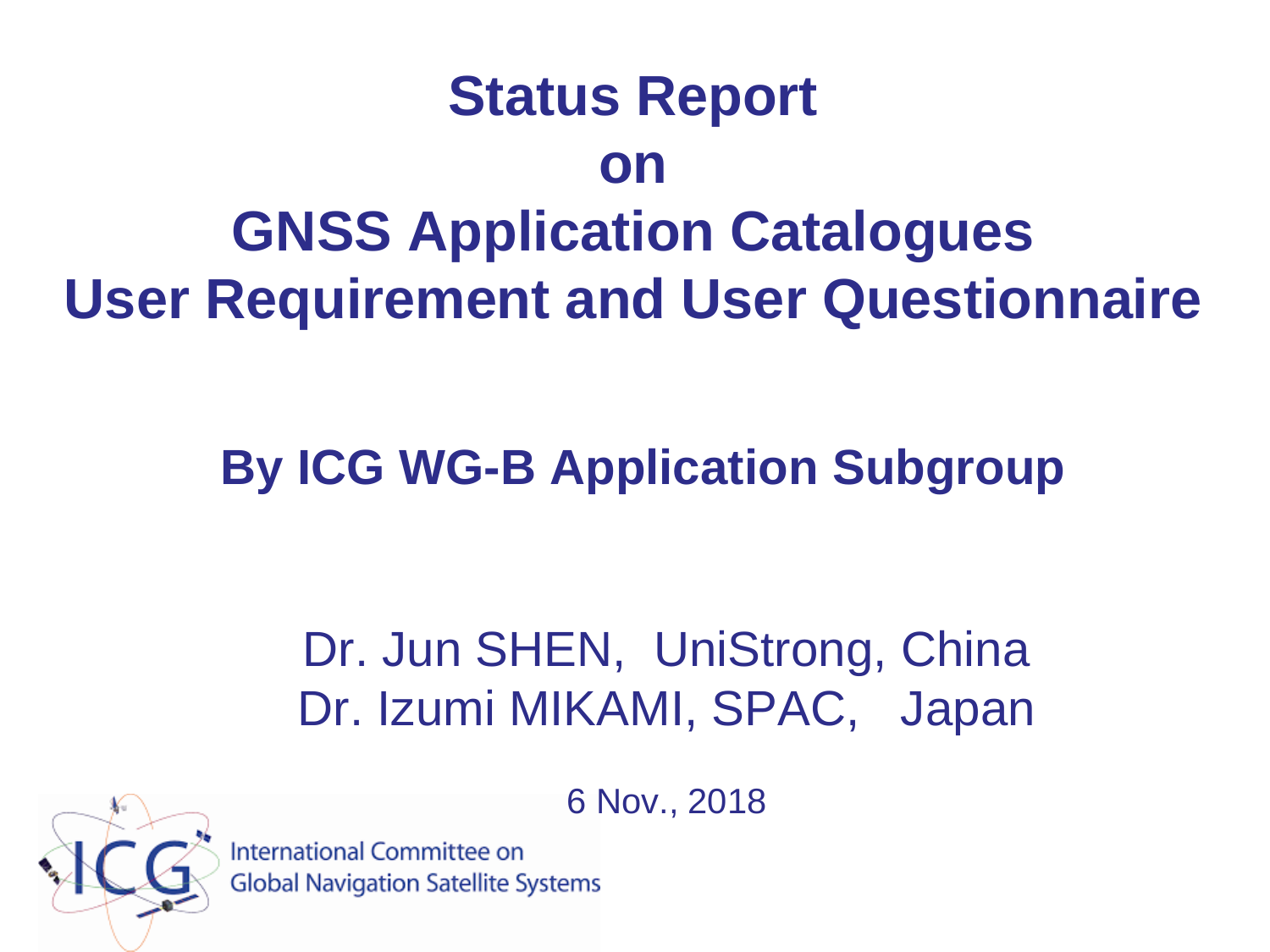# Status Report on GNSS Application Catalogues User Requirement and User Questionnaire

## By ICG WG-B Application Subgroup

Dr. Jun SHEN, UniStrong, China

Dr. Izumi MIKAMI, SPAC, Japan

6 Nov., 2018

International Committee on Global Navigation Satellite Systems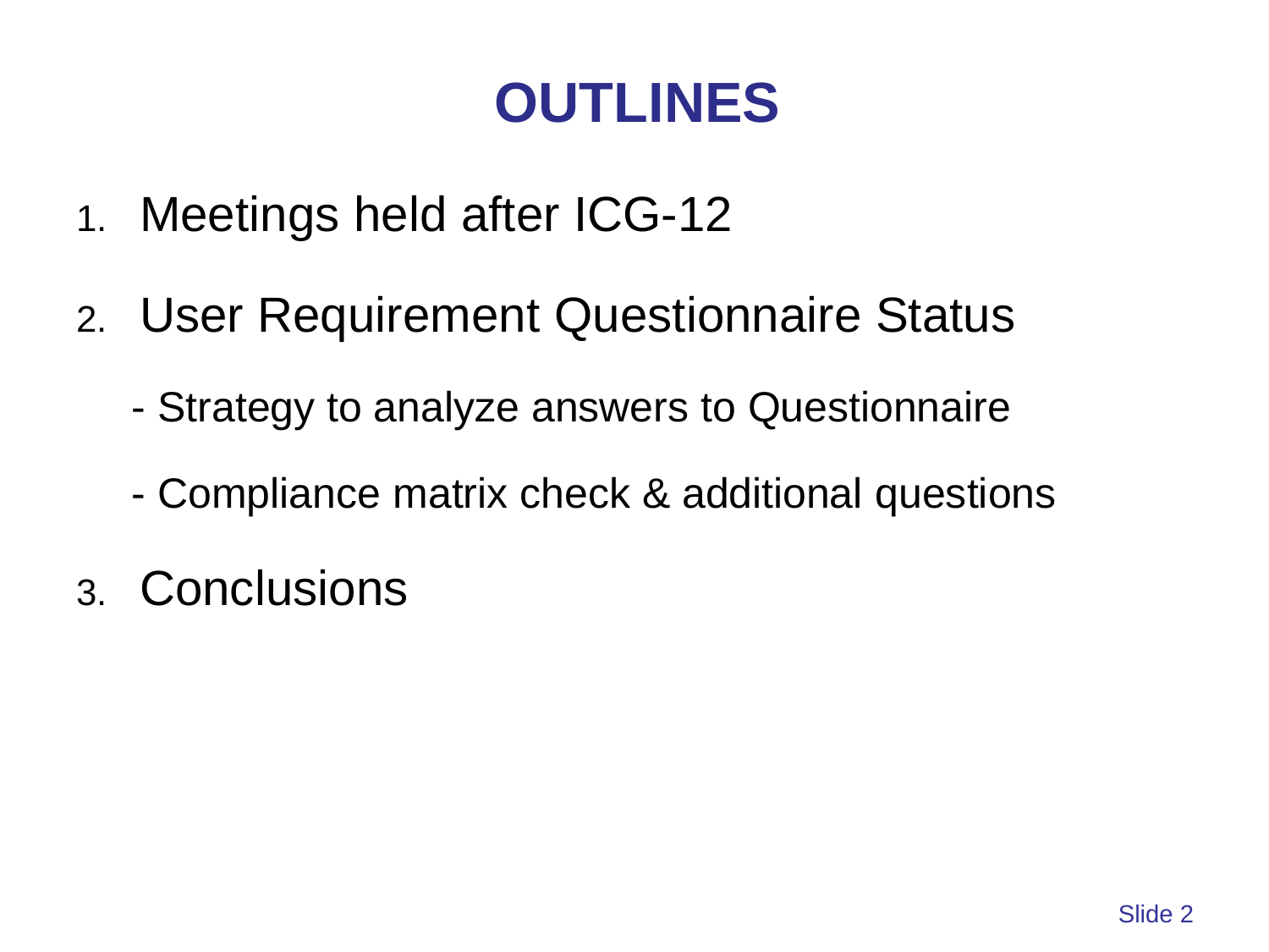# OUTLINES

1. Meetings held after ICG-12
2. User Requirement Questionnaire Status
   - Strategy to analyze answers to Questionnaire
   - Compliance matrix check & additional questions
3. Conclusions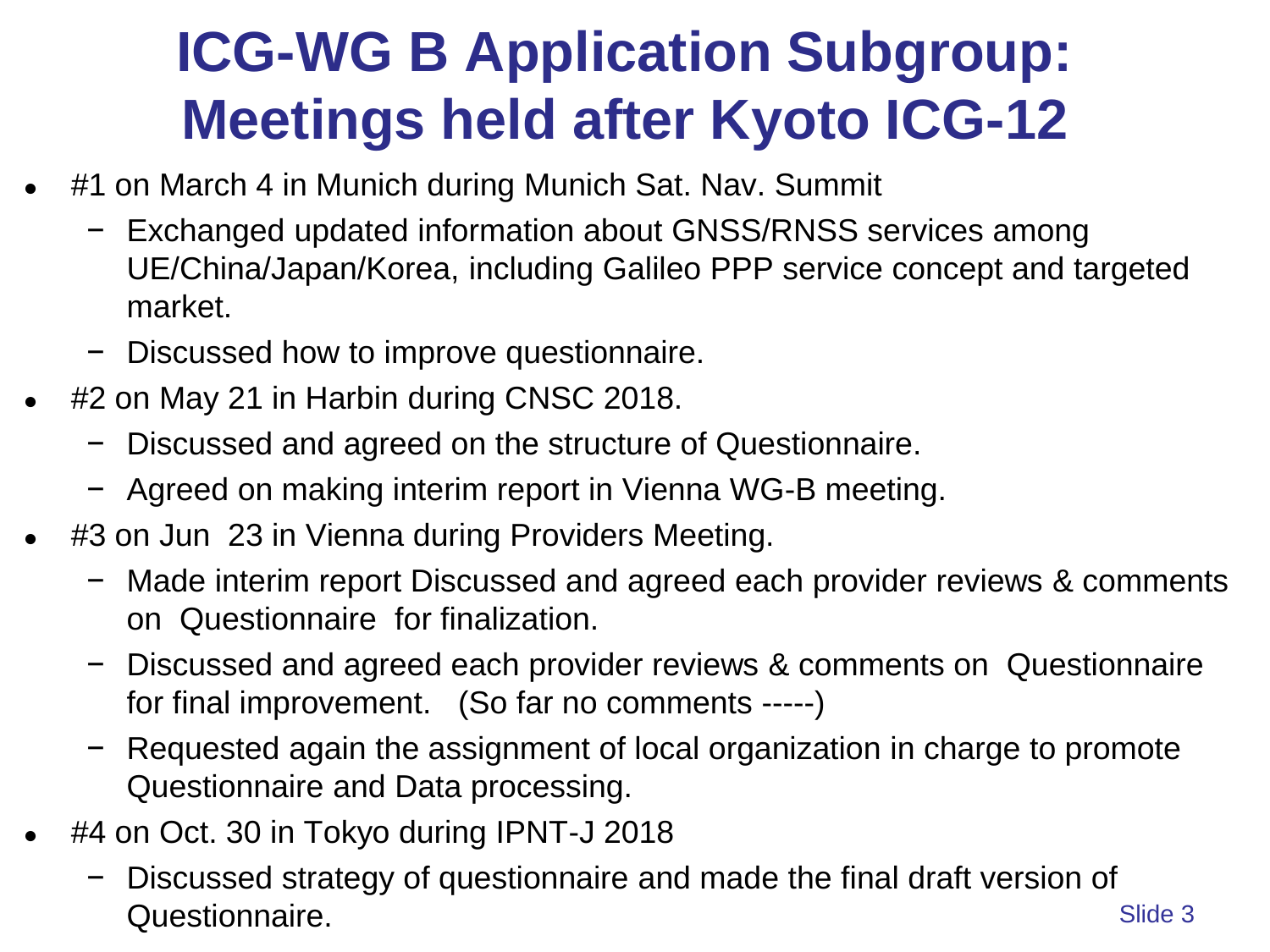# ICG-WG B Application Subgroup: Meetings held after Kyoto ICG-12

- #1 on March 4 in Munich during Munich Sat. Nav. Summit
  - Exchanged updated information about GNSS/RNSS services among UE/China/Japan/Korea, including Galileo PPP service concept and targeted market.
  - Discussed how to improve questionnaire.
- #2 on May 21 in Harbin during CNSC 2018.
  - Discussed and agreed on the structure of Questionnaire.
  - Agreed on making interim report in Vienna WG-B meeting.
- #3 on Jun 23 in Vienna during Providers Meeting.
  - Made interim report Discussed and agreed each provider reviews & comments on Questionnaire for finalization.
  - Discussed and agreed each provider reviews & comments on Questionnaire for final improvement. (So far no comments -----)
  - Requested again the assignment of local organization in charge to promote Questionnaire and Data processing.
- #4 on Oct. 30 in Tokyo during IPNT-J 2018
  - Discussed strategy of questionnaire and made the final draft version of Questionnaire.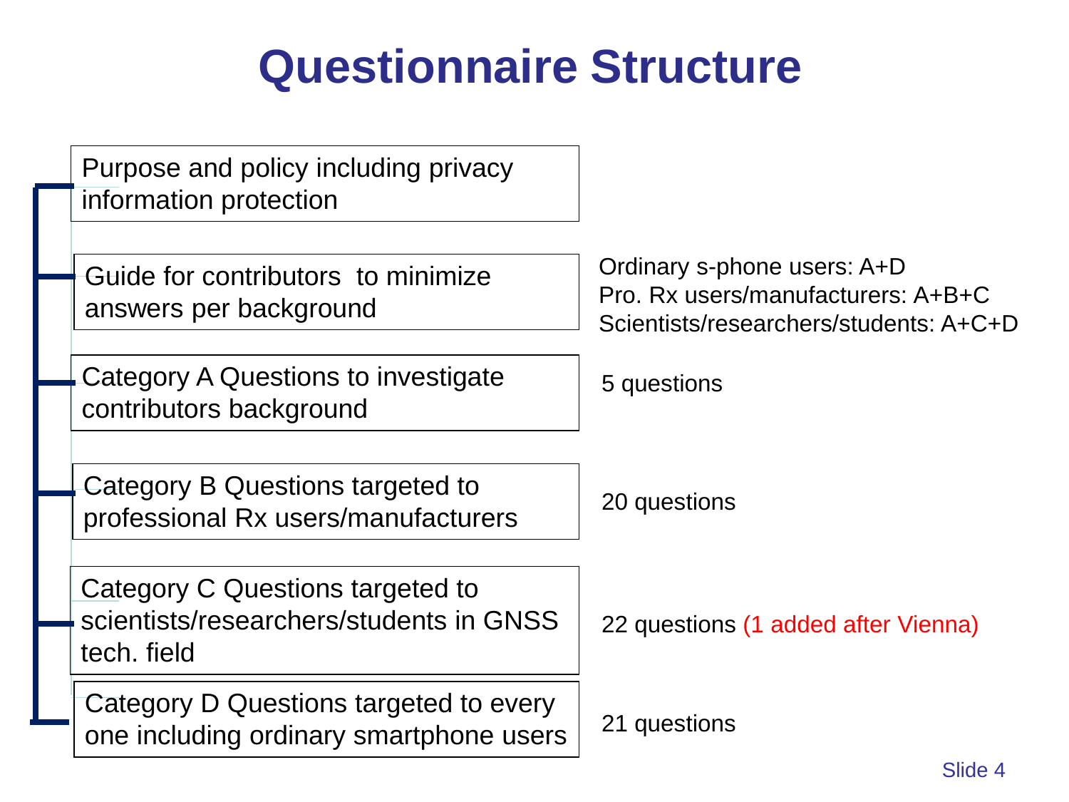# Questionnaire Structure

- Purpose and policy including privacy information protection
- Guide for contributors to minimize answers per background
  - Ordinary s-phone users: A+D
  - Pro. Rx users/manufacturers: A+B+C
  - Scientists/researchers/students: A+C+D
- Category A Questions to investigate contributors background — 5 questions
- Category B Questions targeted to professional Rx users/manufacturers — 20 questions
- Category C Questions targeted to scientists/researchers/students in GNSS tech. field — 22 questions (1 added after Vienna)
- Category D Questions targeted to every one including ordinary smartphone users — 21 questions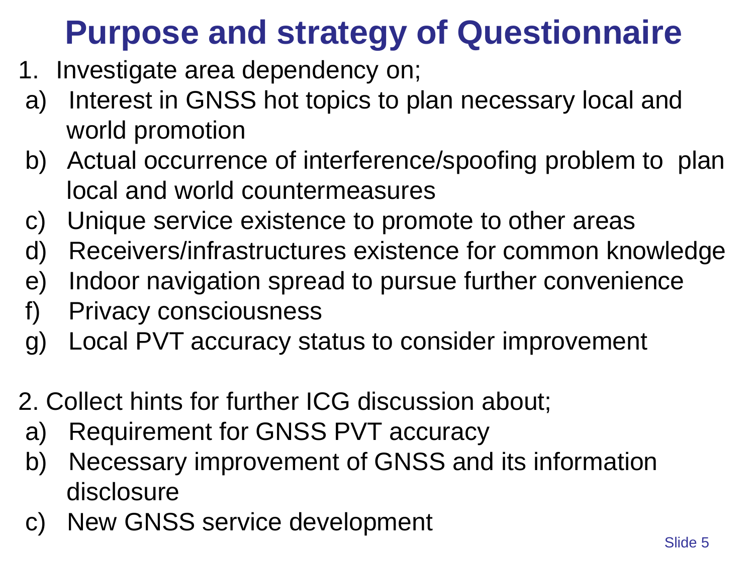# Purpose and strategy of Questionnaire

1. Investigate area dependency on;
   a) Interest in GNSS hot topics to plan necessary local and world promotion
   b) Actual occurrence of interference/spoofing problem to plan local and world countermeasures
   c) Unique service existence to promote to other areas
   d) Receivers/infrastructures existence for common knowledge
   e) Indoor navigation spread to pursue further convenience
   f) Privacy consciousness
   g) Local PVT accuracy status to consider improvement

2. Collect hints for further ICG discussion about;
   a) Requirement for GNSS PVT accuracy
   b) Necessary improvement of GNSS and its information disclosure
   c) New GNSS service development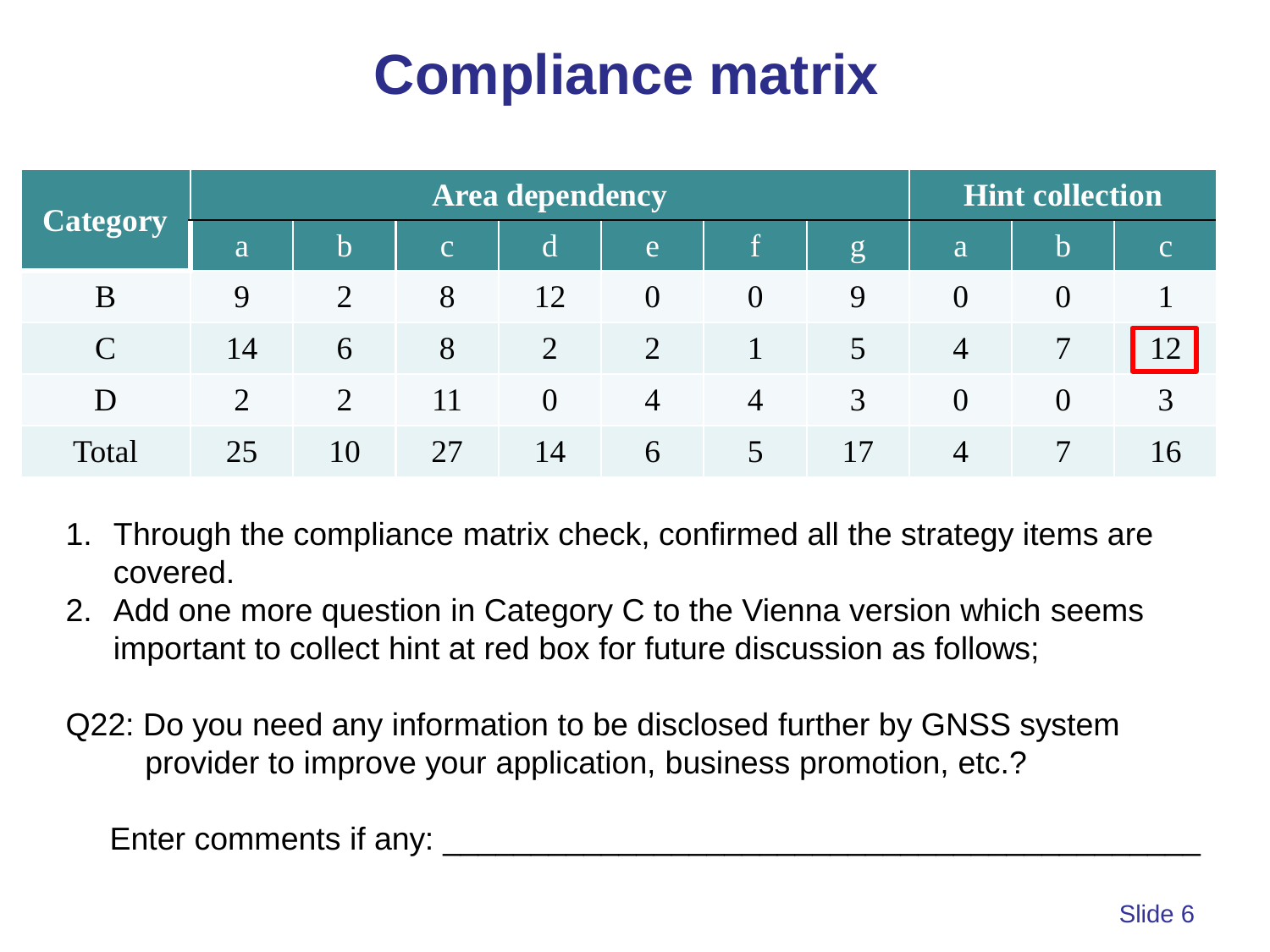# Compliance matrix

| Category | Area dependency | | | | | | | Hint collection | | |
|---|---|---|---|---|---|---|---|---|---|---|
| | a | b | c | d | e | f | g | a | b | c |
| B | 9 | 2 | 8 | 12 | 0 | 0 | 9 | 0 | 0 | 1 |
| C | 14 | 6 | 8 | 2 | 2 | 1 | 5 | 4 | 7 | 12 |
| D | 2 | 2 | 11 | 0 | 4 | 4 | 3 | 0 | 0 | 3 |
| Total | 25 | 10 | 27 | 14 | 6 | 5 | 17 | 4 | 7 | 16 |

1. Through the compliance matrix check, confirmed all the strategy items are covered.
2. Add one more question in Category C to the Vienna version which seems important to collect hint at red box for future discussion as follows;

Q22: Do you need any information to be disclosed further by GNSS system provider to improve your application, business promotion, etc.?

Enter comments if any: ________________________________________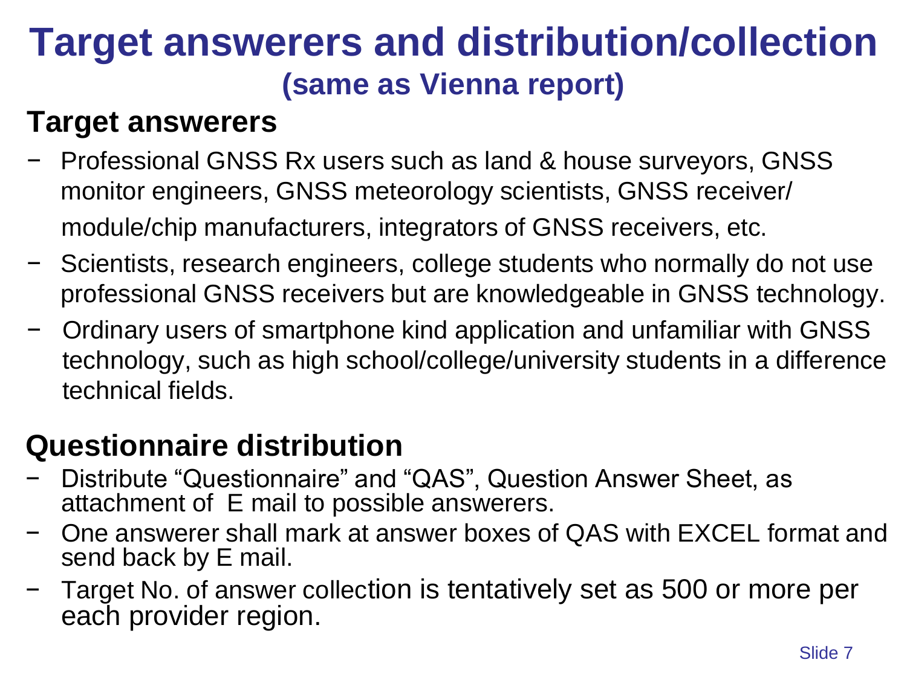# Target answerers and distribution/collection
## (same as Vienna report)

### Target answerers

- Professional GNSS Rx users such as land & house surveyors, GNSS monitor engineers, GNSS meteorology scientists, GNSS receiver/ module/chip manufacturers, integrators of GNSS receivers, etc.
- Scientists, research engineers, college students who normally do not use professional GNSS receivers but are knowledgeable in GNSS technology.
- Ordinary users of smartphone kind application and unfamiliar with GNSS technology, such as high school/college/university students in a difference technical fields.

### Questionnaire distribution

- Distribute "Questionnaire" and "QAS", Question Answer Sheet, as attachment of E mail to possible answerers.
- One answerer shall mark at answer boxes of QAS with EXCEL format and send back by E mail.
- Target No. of answer collection is tentatively set as 500 or more per each provider region.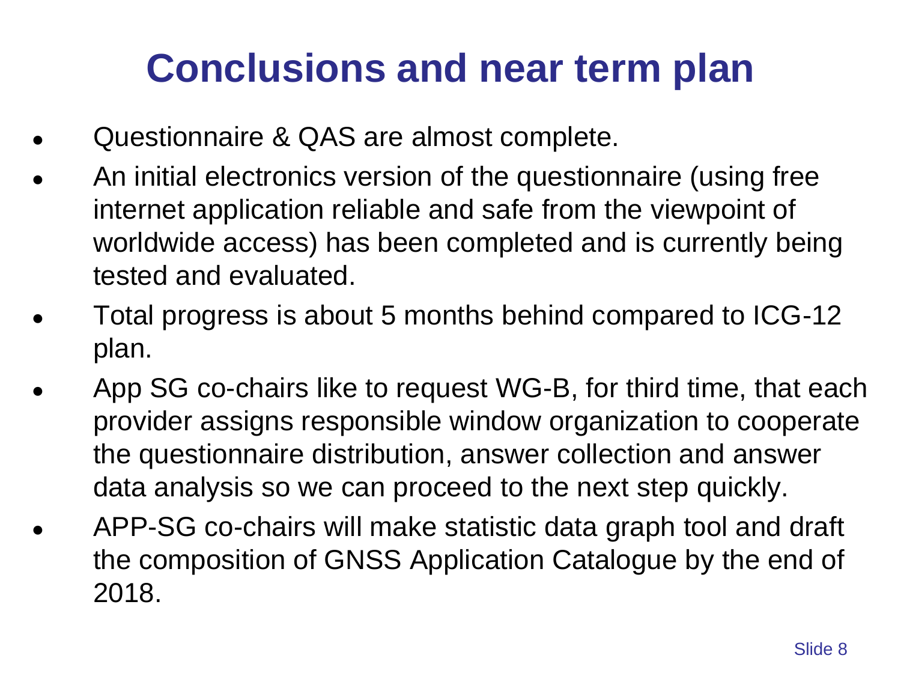# Conclusions and near term plan

- Questionnaire & QAS are almost complete.
- An initial electronics version of the questionnaire (using free internet application reliable and safe from the viewpoint of worldwide access) has been completed and is currently being tested and evaluated.
- Total progress is about 5 months behind compared to ICG-12 plan.
- App SG co-chairs like to request WG-B, for third time, that each provider assigns responsible window organization to cooperate the questionnaire distribution, answer collection and answer data analysis so we can proceed to the next step quickly.
- APP-SG co-chairs will make statistic data graph tool and draft the composition of GNSS Application Catalogue by the end of 2018.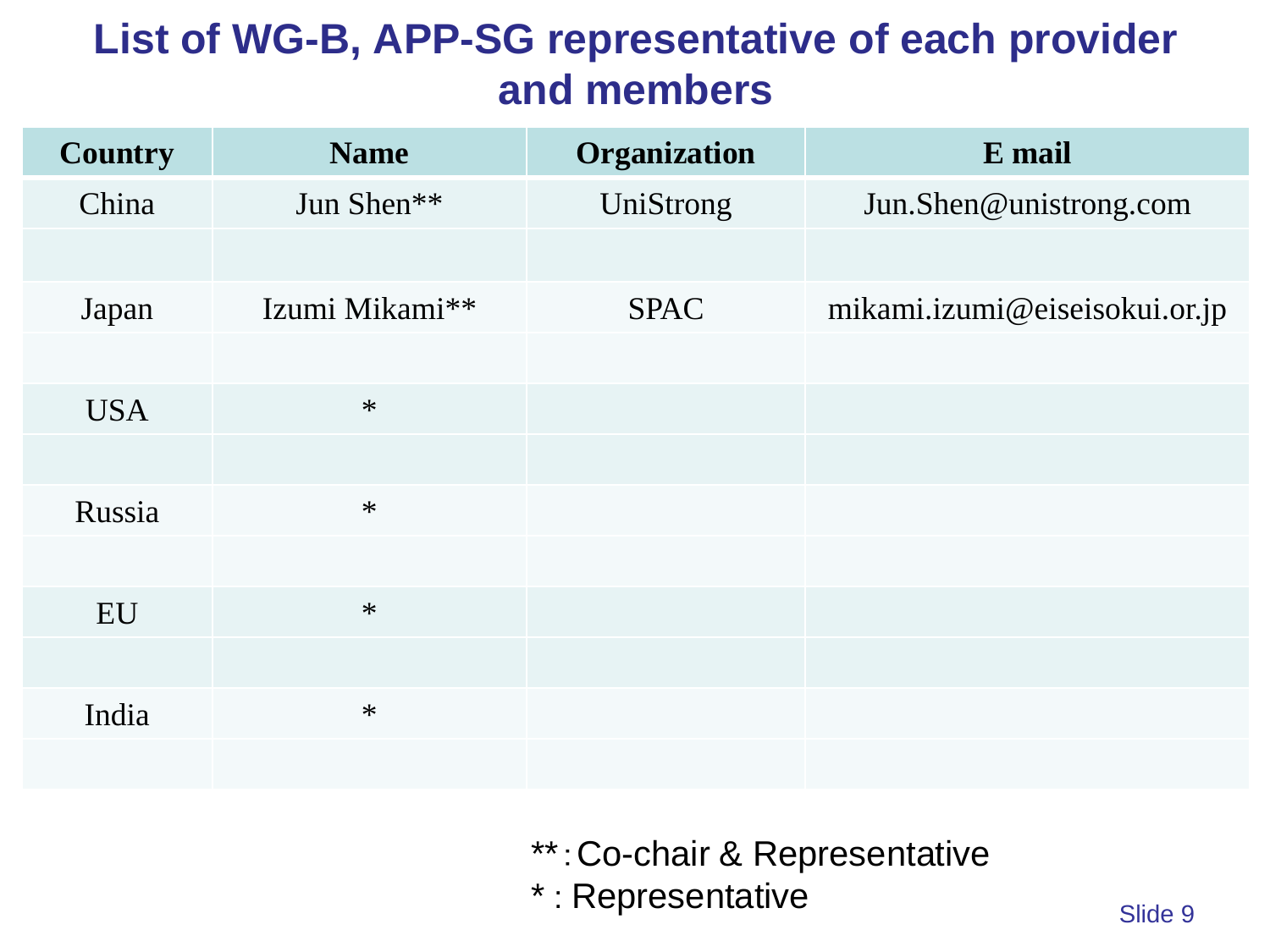# List of WG-B, APP-SG representative of each provider and members

| Country | Name | Organization | E mail |
|---|---|---|---|
| China | Jun Shen** | UniStrong | Jun.Shen@unistrong.com |
| | | | |
| Japan | Izumi Mikami** | SPAC | mikami.izumi@eiseisokui.or.jp |
| | | | |
| USA | * | | |
| | | | |
| Russia | * | | |
| | | | |
| EU | * | | |
| | | | |
| India | * | | |
| | | | |

** : Co-chair & Representative

* : Representative